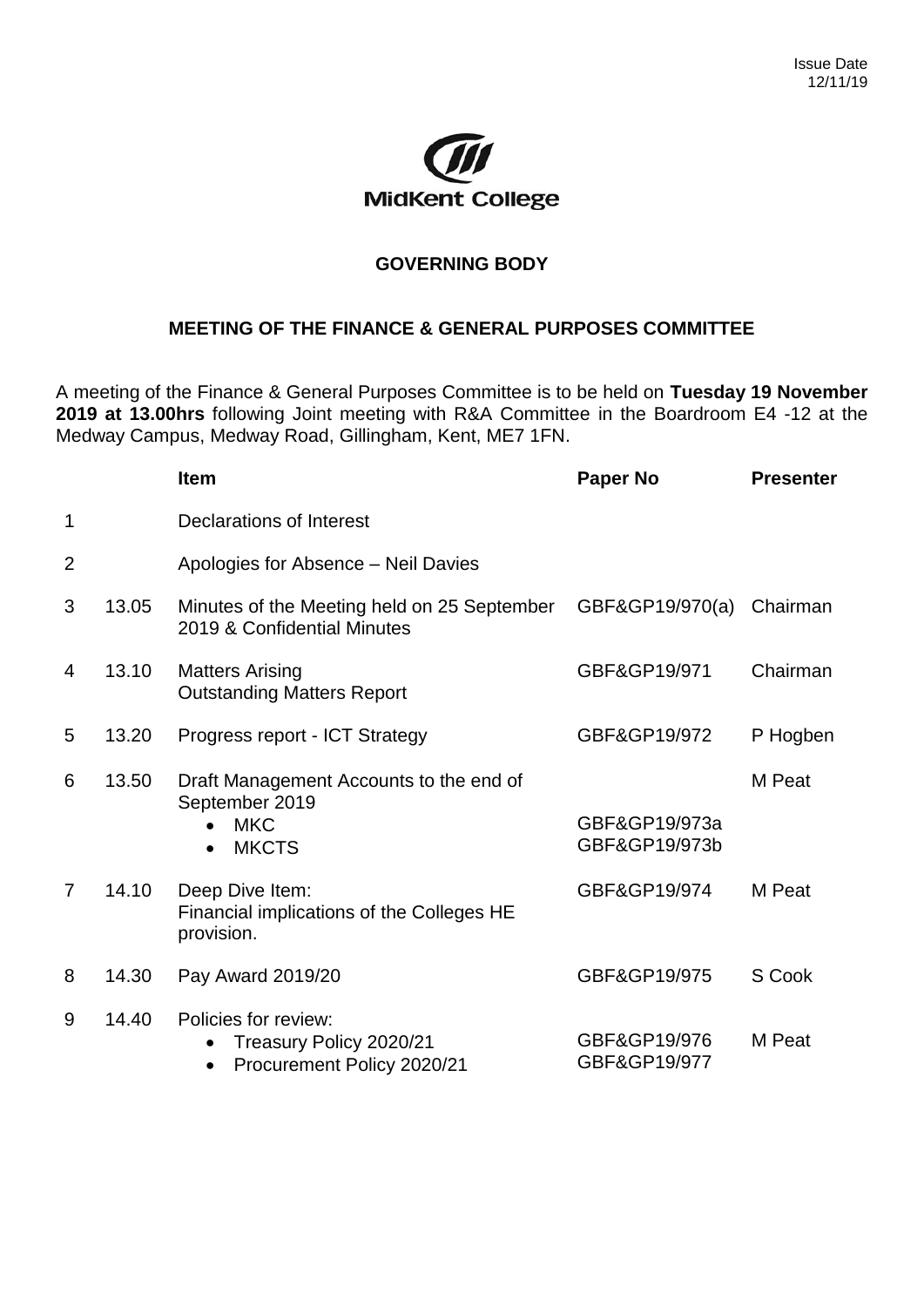Issue Date
12/11/19

MidKent College

## GOVERNING BODY

### MEETING OF THE FINANCE & GENERAL PURPOSES COMMITTEE

A meeting of the Finance & General Purposes Committee is to be held on **Tuesday 19 November 2019 at 13.00hrs** following Joint meeting with R&A Committee in the Boardroom E4 -12 at the Medway Campus, Medway Road, Gillingham, Kent, ME7 1FN.

| | | Item | Paper No | Presenter |
|---|---|---|---|---|
| 1 | | Declarations of Interest | | |
| 2 | | Apologies for Absence – Neil Davies | | |
| 3 | 13.05 | Minutes of the Meeting held on 25 September 2019 & Confidential Minutes | GBF&GP19/970(a) | Chairman |
| 4 | 13.10 | Matters Arising<br>Outstanding Matters Report | GBF&GP19/971 | Chairman |
| 5 | 13.20 | Progress report - ICT Strategy | GBF&GP19/972 | P Hogben |
| 6 | 13.50 | Draft Management Accounts to the end of September 2019<br>• MKC<br>• MKCTS | <br>GBF&GP19/973a<br>GBF&GP19/973b | M Peat |
| 7 | 14.10 | Deep Dive Item:<br>Financial implications of the Colleges HE provision. | GBF&GP19/974 | M Peat |
| 8 | 14.30 | Pay Award 2019/20 | GBF&GP19/975 | S Cook |
| 9 | 14.40 | Policies for review:<br>• Treasury Policy 2020/21<br>• Procurement Policy 2020/21 | <br>GBF&GP19/976<br>GBF&GP19/977 | M Peat |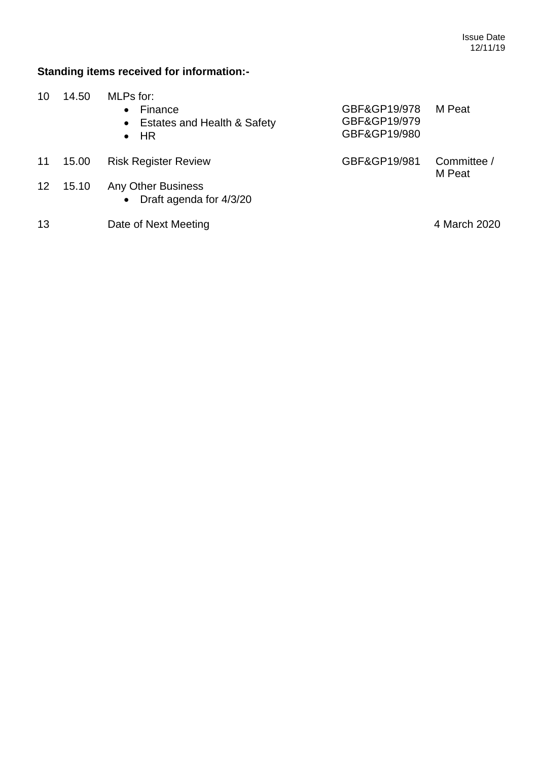Issue Date
12/11/19

**Standing items received for information:-**

| | | | | |
|---|---|---|---|---|
| 10 | 14.50 | MLPs for:<br>• Finance<br>• Estates and Health & Safety<br>• HR | GBF&GP19/978<br>GBF&GP19/979<br>GBF&GP19/980 | M Peat |
| 11 | 15.00 | Risk Register Review | GBF&GP19/981 | Committee / M Peat |
| 12 | 15.10 | Any Other Business<br>• Draft agenda for 4/3/20 | | |
| 13 | | Date of Next Meeting | | 4 March 2020 |